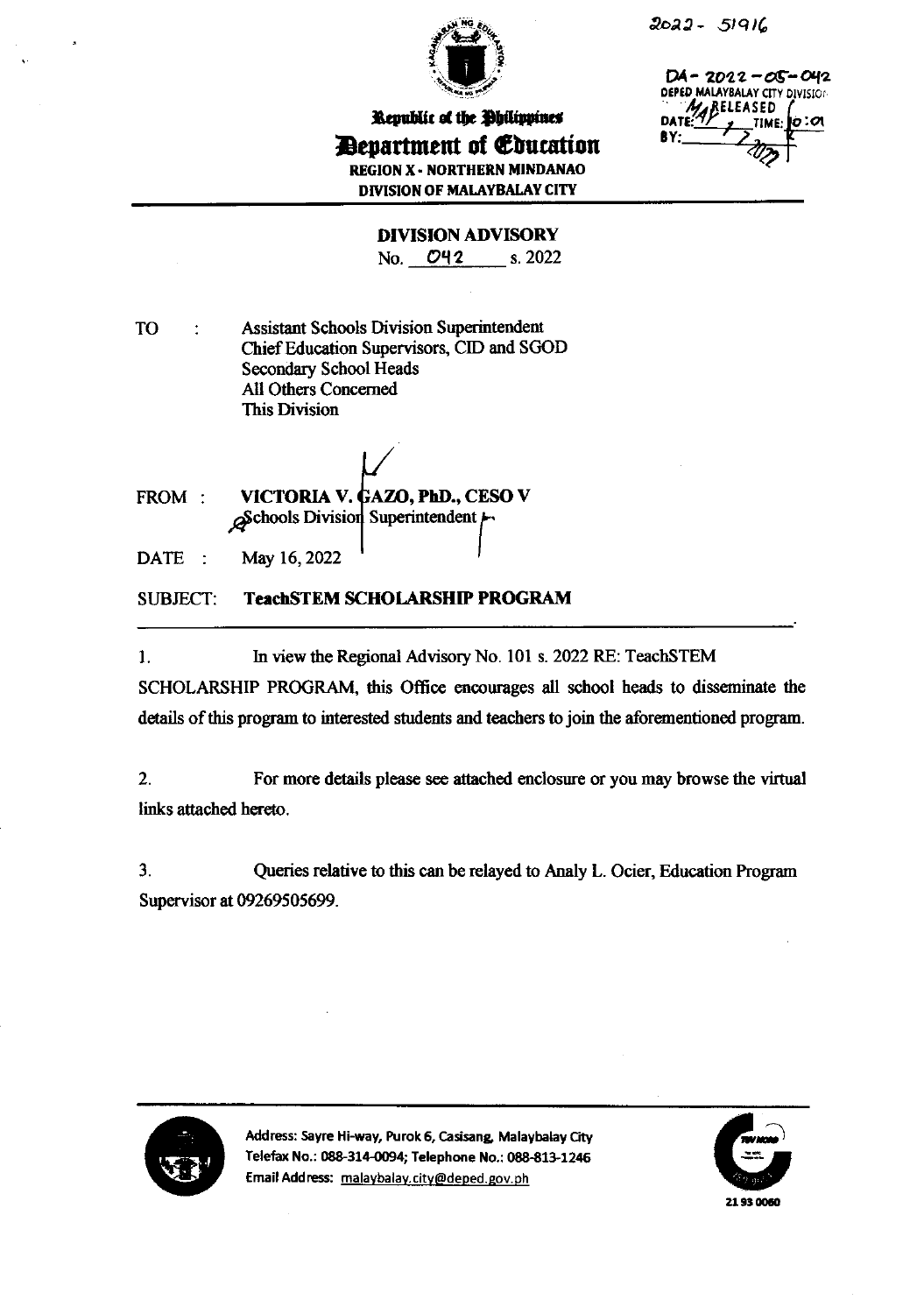2022- 51916

DA- 2022-05-042
DEPED MALAYBALAY CITY DIVISION
RELEASED
DATE: MAY 17 2022 TIME: 10:01
BY:

Republic of the Philippines
**Department of Education**
REGION X - NORTHERN MINDANAO
DIVISION OF MALAYBALAY CITY

**DIVISION ADVISORY**
No. 042 s. 2022

TO : Assistant Schools Division Superintendent
Chief Education Supervisors, CID and SGOD
Secondary School Heads
All Others Concerned
This Division

FROM : **VICTORIA V. GAZO, PhD., CESO V**
Schools Division Superintendent

DATE : May 16, 2022

SUBJECT: **TeachSTEM SCHOLARSHIP PROGRAM**

1. In view the Regional Advisory No. 101 s. 2022 RE: TeachSTEM SCHOLARSHIP PROGRAM, this Office encourages all school heads to disseminate the details of this program to interested students and teachers to join the aforementioned program.

2. For more details please see attached enclosure or you may browse the virtual links attached hereto.

3. Queries relative to this can be relayed to Analy L. Ocier, Education Program Supervisor at 09269505699.

Address: Sayre Hi-way, Purok 6, Casisang, Malaybalay City
Telefax No.: 088-314-0094; Telephone No.: 088-813-1246
Email Address: malaybalay.city@deped.gov.ph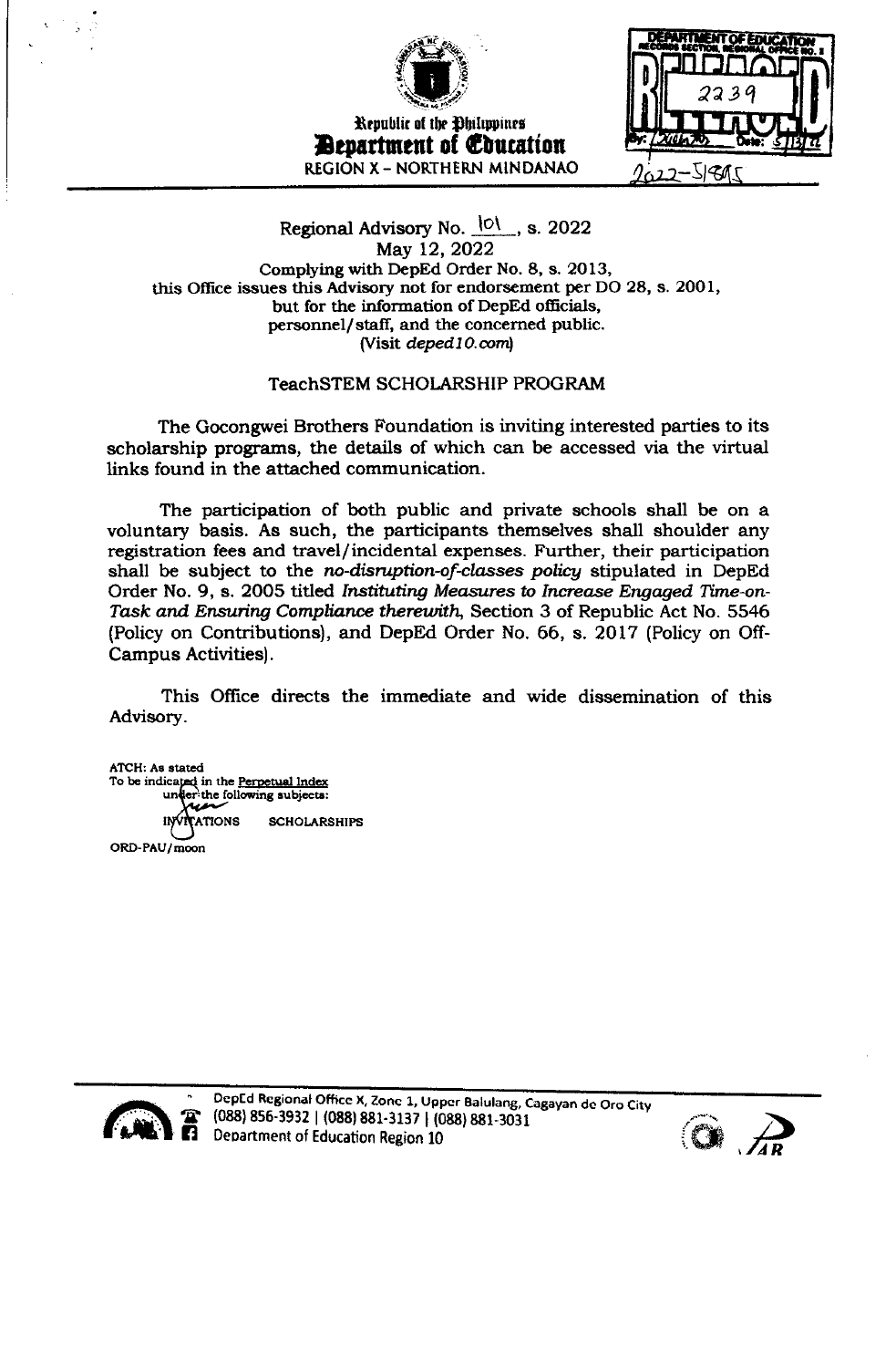Republic of the Philippines
**Department of Education**
REGION X – NORTHERN MINDANAO

DEPARTMENT OF EDUCATION
RECORDS SECTION, REGIONAL OFFICE NO. X
RELEASED
2239
By: Date: 5/13/22
2022-5185

Regional Advisory No. 101, s. 2022
May 12, 2022
Complying with DepEd Order No. 8, s. 2013,
this Office issues this Advisory not for endorsement per DO 28, s. 2001,
but for the information of DepEd officials,
personnel/staff, and the concerned public.
(Visit *deped10.com*)

TeachSTEM SCHOLARSHIP PROGRAM

The Gocongwei Brothers Foundation is inviting interested parties to its scholarship programs, the details of which can be accessed via the virtual links found in the attached communication.

The participation of both public and private schools shall be on a voluntary basis. As such, the participants themselves shall shoulder any registration fees and travel/incidental expenses. Further, their participation shall be subject to the *no-disruption-of-classes policy* stipulated in DepEd Order No. 9, s. 2005 titled *Instituting Measures to Increase Engaged Time-on-Task and Ensuring Compliance therewith*, Section 3 of Republic Act No. 5546 (Policy on Contributions), and DepEd Order No. 66, s. 2017 (Policy on Off-Campus Activities).

This Office directs the immediate and wide dissemination of this Advisory.

ATCH: As stated
To be indicated in the Perpetual Index
under the following subjects:
INVITATIONS SCHOLARSHIPS

ORD-PAU/moon

DepEd Regional Office X, Zone 1, Upper Balulang, Cagayan de Oro City
(088) 856-3932 | (088) 881-3137 | (088) 881-3031
Department of Education Region 10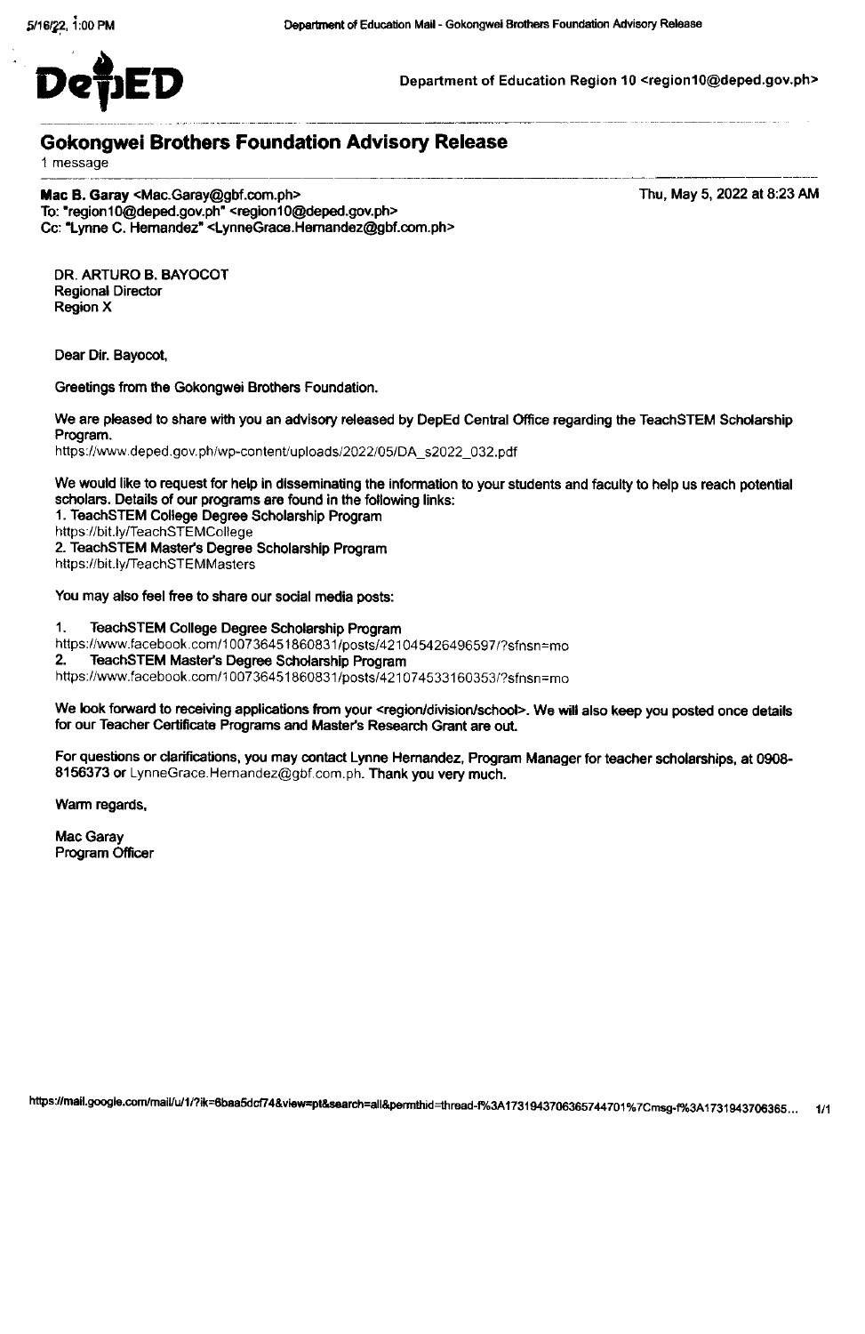DepED

Department of Education Region 10 <region10@deped.gov.ph>

## Gokongwei Brothers Foundation Advisory Release

1 message

**Mac B. Garay** <Mac.Garay@gbf.com.ph> Thu, May 5, 2022 at 8:23 AM
To: "region10@deped.gov.ph" <region10@deped.gov.ph>
Cc: "Lynne C. Hernandez" <LynneGrace.Hernandez@gbf.com.ph>

DR. ARTURO B. BAYOCOT
Regional Director
Region X

Dear Dir. Bayocot,

Greetings from the Gokongwei Brothers Foundation.

We are pleased to share with you an advisory released by DepEd Central Office regarding the TeachSTEM Scholarship Program.
https://www.deped.gov.ph/wp-content/uploads/2022/05/DA_s2022_032.pdf

We would like to request for help in disseminating the information to your students and faculty to help us reach potential scholars. Details of our programs are found in the following links:
1. TeachSTEM College Degree Scholarship Program
https://bit.ly/TeachSTEMCollege
2. TeachSTEM Master's Degree Scholarship Program
https://bit.ly/TeachSTEMMasters

You may also feel free to share our social media posts:

1. TeachSTEM College Degree Scholarship Program
https://www.facebook.com/100736451860831/posts/421045426496597/?sfnsn=mo
2. TeachSTEM Master's Degree Scholarship Program
https://www.facebook.com/100736451860831/posts/421074533160353/?sfnsn=mo

We look forward to receiving applications from your <region/division/school>. We will also keep you posted once details for our Teacher Certificate Programs and Master's Research Grant are out.

For questions or clarifications, you may contact Lynne Hernandez, Program Manager for teacher scholarships, at 0908-8156373 or LynneGrace.Hernandez@gbf.com.ph. Thank you very much.

Warm regards,

Mac Garay
Program Officer